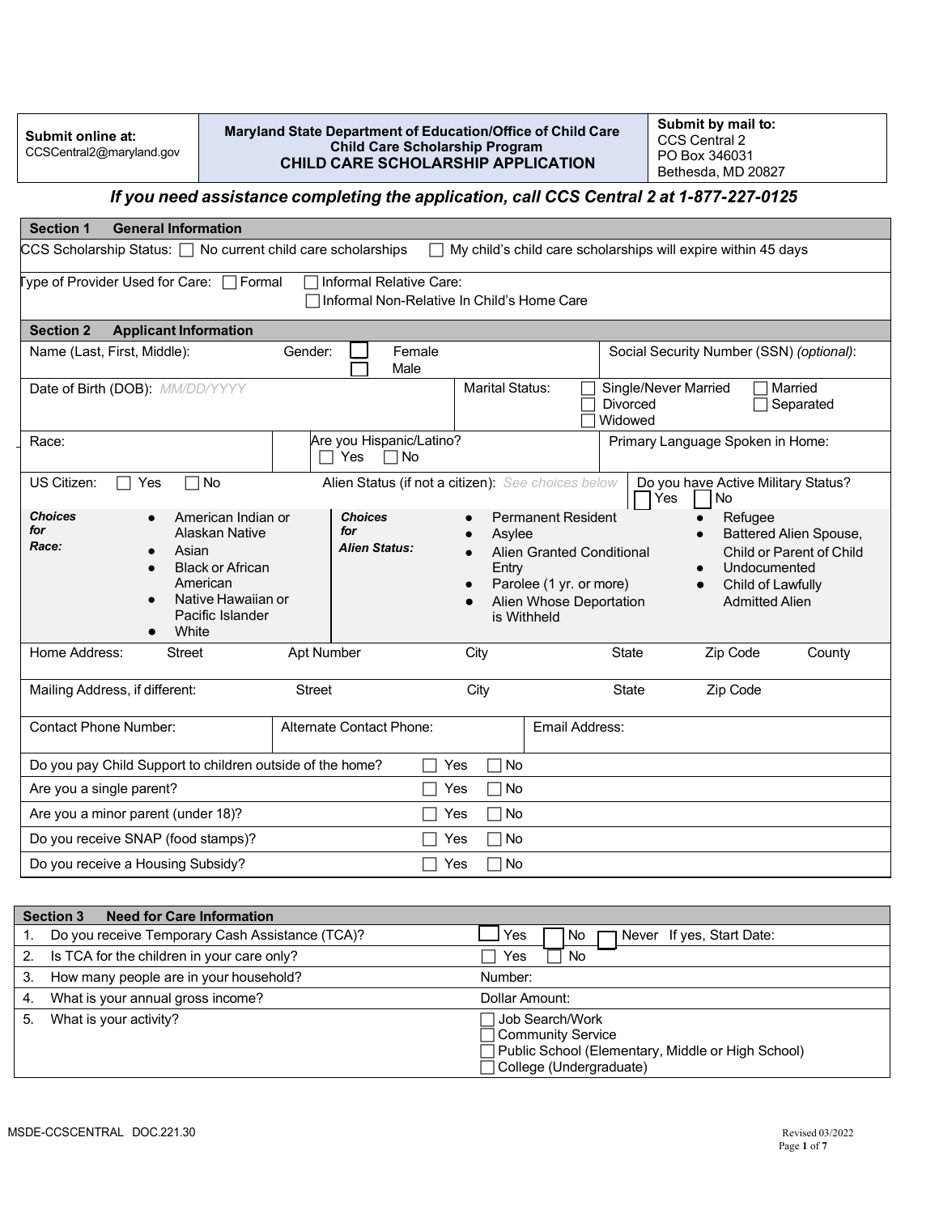| Submit online at: CCSCentral2@maryland.gov | Maryland State Department of Education/Office of Child Care<br>Child Care Scholarship Program<br>**CHILD CARE SCHOLARSHIP APPLICATION** | **Submit by mail to:**<br>CCS Central 2<br>PO Box 346031<br>Bethesda, MD 20827 |
|---|---|---|

***If you need assistance completing the application, call CCS Central 2 at 1-877-227-0125***

## Section 1 General Information

CCS Scholarship Status: ☐ No current child care scholarships ☐ My child's child care scholarships will expire within 45 days

Type of Provider Used for Care: ☐ Formal ☐ Informal Relative Care: ☐ Informal Non-Relative In Child's Home Care

## Section 2 Applicant Information

| Name (Last, First, Middle): | Gender: ☐ Female ☐ Male | Social Security Number (SSN) *(optional)*: |
|---|---|---|
| Date of Birth (DOB): *MM/DD/YYYY* | Marital Status: ☐ Single/Never Married ☐ Married ☐ Divorced ☐ Separated ☐ Widowed | |
| Race: | Are you Hispanic/Latino? ☐ Yes ☐ No | Primary Language Spoken in Home: |
| US Citizen: ☐ Yes ☐ No | Alien Status (if not a citizen): *See choices below* | Do you have Active Military Status? ☐ Yes ☐ No |

***Choices for Race:***
- American Indian or Alaskan Native
- Asian
- Black or African American
- Native Hawaiian or Pacific Islander
- White

***Choices for Alien Status:***
- Permanent Resident
- Asylee
- Alien Granted Conditional Entry
- Parolee (1 yr. or more)
- Alien Whose Deportation is Withheld
- Refugee
- Battered Alien Spouse, Child or Parent of Child
- Undocumented
- Child of Lawfully Admitted Alien

| Home Address: | Street | Apt Number | City | State | Zip Code | County |
|---|---|---|---|---|---|---|
| Mailing Address, if different: | Street | | City | State | Zip Code | |

| Contact Phone Number: | Alternate Contact Phone: | Email Address: |
|---|---|---|

| Question | Answer |
|---|---|
| Do you pay Child Support to children outside of the home? | ☐ Yes ☐ No |
| Are you a single parent? | ☐ Yes ☐ No |
| Are you a minor parent (under 18)? | ☐ Yes ☐ No |
| Do you receive SNAP (food stamps)? | ☐ Yes ☐ No |
| Do you receive a Housing Subsidy? | ☐ Yes ☐ No |

## Section 3 Need for Care Information

| | Question | Answer |
|---|---|---|
| 1. | Do you receive Temporary Cash Assistance (TCA)? | ☐ Yes ☐ No ☐ Never If yes, Start Date: |
| 2. | Is TCA for the children in your care only? | ☐ Yes ☐ No |
| 3. | How many people are in your household? | Number: |
| 4. | What is your annual gross income? | Dollar Amount: |
| 5. | What is your activity? | ☐ Job Search/Work<br>☐ Community Service<br>☐ Public School (Elementary, Middle or High School)<br>☐ College (Undergraduate) |

MSDE-CCSCENTRAL DOC.221.30 Revised 03/2022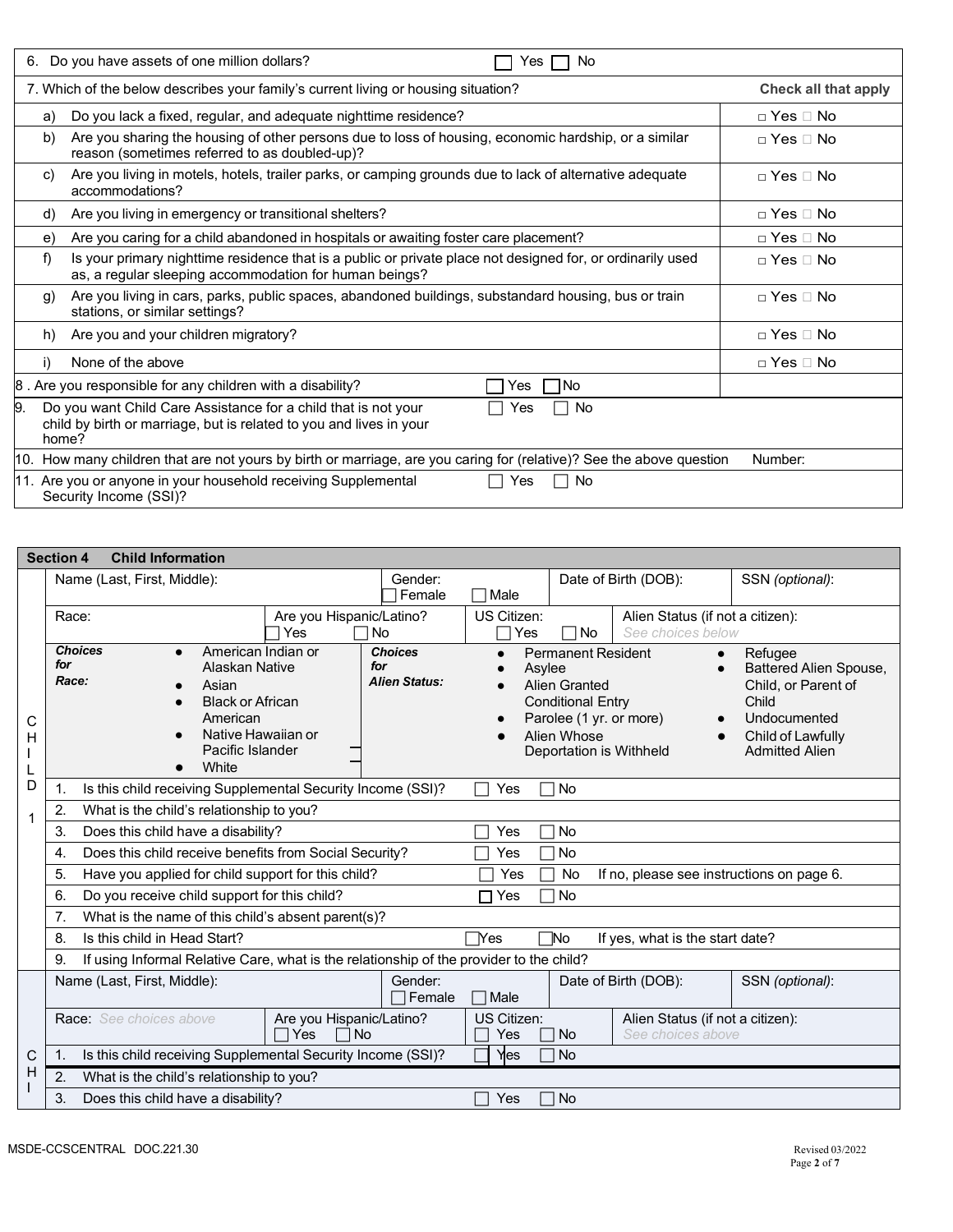| | | |
|---|---|---|
| 6. Do you have assets of one million dollars? | ☐ Yes ☐ No | |
| 7. Which of the below describes your family's current living or housing situation? | | **Check all that apply** |
| a) Do you lack a fixed, regular, and adequate nighttime residence? | | ☐ Yes ☐ No |
| b) Are you sharing the housing of other persons due to loss of housing, economic hardship, or a similar reason (sometimes referred to as doubled-up)? | | ☐ Yes ☐ No |
| c) Are you living in motels, hotels, trailer parks, or camping grounds due to lack of alternative adequate accommodations? | | ☐ Yes ☐ No |
| d) Are you living in emergency or transitional shelters? | | ☐ Yes ☐ No |
| e) Are you caring for a child abandoned in hospitals or awaiting foster care placement? | | ☐ Yes ☐ No |
| f) Is your primary nighttime residence that is a public or private place not designed for, or ordinarily used as, a regular sleeping accommodation for human beings? | | ☐ Yes ☐ No |
| g) Are you living in cars, parks, public spaces, abandoned buildings, substandard housing, bus or train stations, or similar settings? | | ☐ Yes ☐ No |
| h) Are you and your children migratory? | | ☐ Yes ☐ No |
| i) None of the above | | ☐ Yes ☐ No |
| 8 . Are you responsible for any children with a disability? | ☐ Yes ☐ No | |
| 9. Do you want Child Care Assistance for a child that is not your child by birth or marriage, but is related to you and lives in your home? | ☐ Yes ☐ No | |
| 10. How many children that are not yours by birth or marriage, are you caring for (relative)? See the above question | | Number: |
| 11. Are you or anyone in your household receiving Supplemental Security Income (SSI)? | ☐ Yes ☐ No | |

## Section 4 Child Information

**CHILD 1**

| | | | | |
|---|---|---|---|---|
| Name (Last, First, Middle): | Gender: ☐ Female ☐ Male | | Date of Birth (DOB): | SSN *(optional)*: |
| Race: | Are you Hispanic/Latino? ☐ Yes ☐ No | US Citizen: ☐ Yes ☐ No | Alien Status (if not a citizen): *See choices below* | |

***Choices for Race:***
- American Indian or Alaskan Native
- Asian
- Black or African American
- Native Hawaiian or Pacific Islander
- White

***Choices for Alien Status:***
- Permanent Resident
- Asylee
- Alien Granted Conditional Entry
- Parolee (1 yr. or more)
- Alien Whose Deportation is Withheld
- Refugee
- Battered Alien Spouse, Child, or Parent of Child
- Undocumented
- Child of Lawfully Admitted Alien

| | | |
|---|---|---|
| 1. Is this child receiving Supplemental Security Income (SSI)? | ☐ Yes ☐ No | |
| 2. What is the child's relationship to you? | | |
| 3. Does this child have a disability? | ☐ Yes ☐ No | |
| 4. Does this child receive benefits from Social Security? | ☐ Yes ☐ No | |
| 5. Have you applied for child support for this child? | ☐ Yes ☐ No | If no, please see instructions on page 6. |
| 6. Do you receive child support for this child? | ☐ Yes ☐ No | |
| 7. What is the name of this child's absent parent(s)? | | |
| 8. Is this child in Head Start? | ☐ Yes ☐ No | If yes, what is the start date? |
| 9. If using Informal Relative Care, what is the relationship of the provider to the child? | | |

**CHI**

| | | | | |
|---|---|---|---|---|
| Name (Last, First, Middle): | Gender: ☐ Female ☐ Male | | Date of Birth (DOB): | SSN *(optional)*: |
| Race: *See choices above* | Are you Hispanic/Latino? ☐ Yes ☐ No | US Citizen: ☐ Yes ☐ No | Alien Status (if not a citizen): *See choices above* | |

| | |
|---|---|
| 1. Is this child receiving Supplemental Security Income (SSI)? | ☐ Yes ☐ No |
| 2. What is the child's relationship to you? | |
| 3. Does this child have a disability? | ☐ Yes ☐ No |

MSDE-CCSCENTRAL DOC.221.30

Revised 03/2022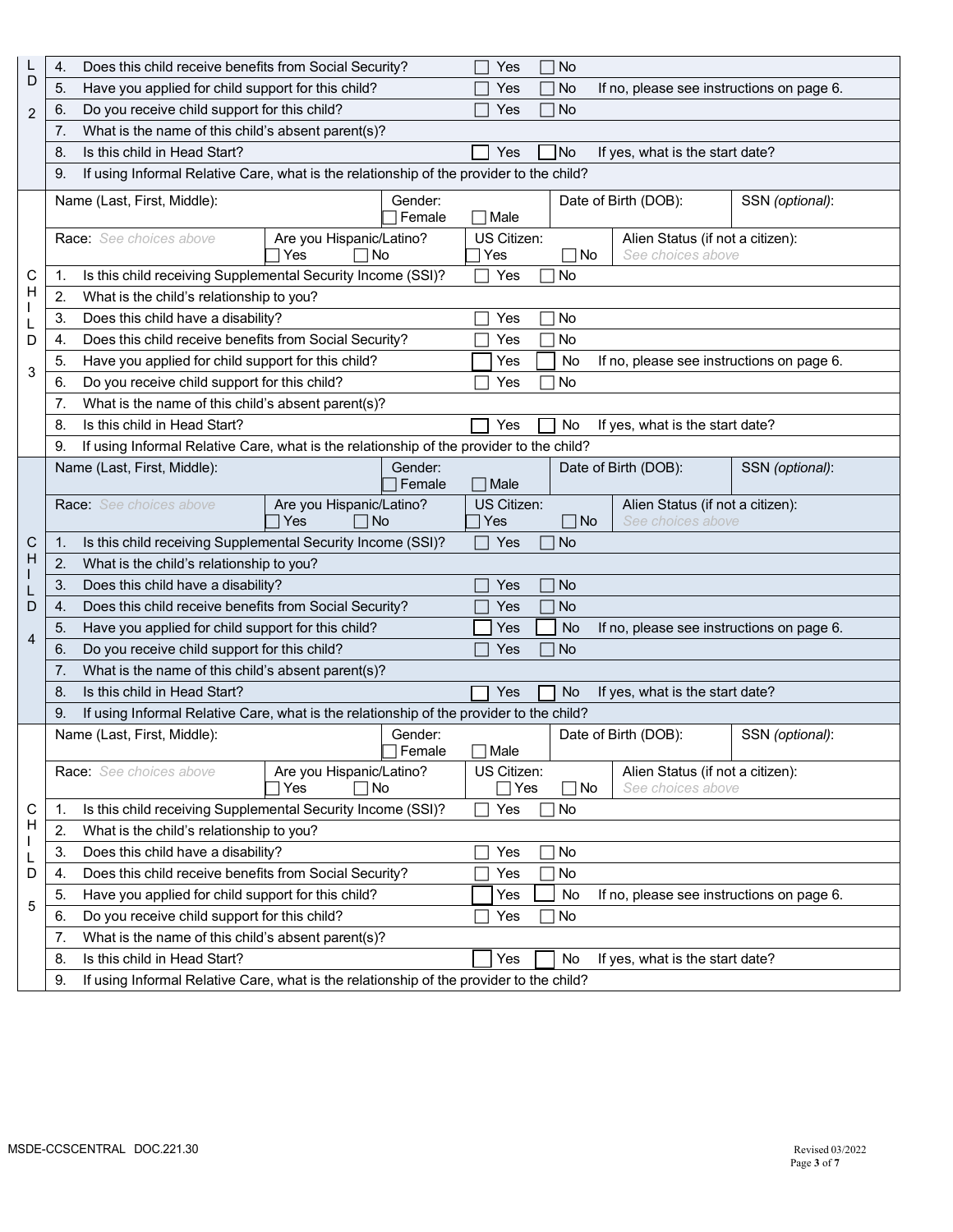**CHILD 2** (continued)

| | | |
|---|---|---|
| 4. | Does this child receive benefits from Social Security? | ☐ Yes ☐ No |
| 5. | Have you applied for child support for this child? | ☐ Yes ☐ No If no, please see instructions on page 6. |
| 6. | Do you receive child support for this child? | ☐ Yes ☐ No |
| 7. | What is the name of this child's absent parent(s)? | |
| 8. | Is this child in Head Start? | ☐ Yes ☐ No If yes, what is the start date? |
| 9. | If using Informal Relative Care, what is the relationship of the provider to the child? | |

**CHILD 3**

| Name (Last, First, Middle): | Gender: ☐ Female ☐ Male | Date of Birth (DOB): | SSN *(optional)*: |
|---|---|---|---|
| Race: *See choices above* | Are you Hispanic/Latino? ☐ Yes ☐ No | US Citizen: ☐ Yes ☐ No | Alien Status (if not a citizen): *See choices above* |

| | | |
|---|---|---|
| 1. | Is this child receiving Supplemental Security Income (SSI)? | ☐ Yes ☐ No |
| 2. | What is the child's relationship to you? | |
| 3. | Does this child have a disability? | ☐ Yes ☐ No |
| 4. | Does this child receive benefits from Social Security? | ☐ Yes ☐ No |
| 5. | Have you applied for child support for this child? | ☐ Yes ☐ No If no, please see instructions on page 6. |
| 6. | Do you receive child support for this child? | ☐ Yes ☐ No |
| 7. | What is the name of this child's absent parent(s)? | |
| 8. | Is this child in Head Start? | ☐ Yes ☐ No If yes, what is the start date? |
| 9. | If using Informal Relative Care, what is the relationship of the provider to the child? | |

**CHILD 4**

| Name (Last, First, Middle): | Gender: ☐ Female ☐ Male | Date of Birth (DOB): | SSN *(optional)*: |
|---|---|---|---|
| Race: *See choices above* | Are you Hispanic/Latino? ☐ Yes ☐ No | US Citizen: ☐ Yes ☐ No | Alien Status (if not a citizen): *See choices above* |

| | | |
|---|---|---|
| 1. | Is this child receiving Supplemental Security Income (SSI)? | ☐ Yes ☐ No |
| 2. | What is the child's relationship to you? | |
| 3. | Does this child have a disability? | ☐ Yes ☐ No |
| 4. | Does this child receive benefits from Social Security? | ☐ Yes ☐ No |
| 5. | Have you applied for child support for this child? | ☐ Yes ☐ No If no, please see instructions on page 6. |
| 6. | Do you receive child support for this child? | ☐ Yes ☐ No |
| 7. | What is the name of this child's absent parent(s)? | |
| 8. | Is this child in Head Start? | ☐ Yes ☐ No If yes, what is the start date? |
| 9. | If using Informal Relative Care, what is the relationship of the provider to the child? | |

**CHILD 5**

| Name (Last, First, Middle): | Gender: ☐ Female ☐ Male | Date of Birth (DOB): | SSN *(optional)*: |
|---|---|---|---|
| Race: *See choices above* | Are you Hispanic/Latino? ☐ Yes ☐ No | US Citizen: ☐ Yes ☐ No | Alien Status (if not a citizen): *See choices above* |

| | | |
|---|---|---|
| 1. | Is this child receiving Supplemental Security Income (SSI)? | ☐ Yes ☐ No |
| 2. | What is the child's relationship to you? | |
| 3. | Does this child have a disability? | ☐ Yes ☐ No |
| 4. | Does this child receive benefits from Social Security? | ☐ Yes ☐ No |
| 5. | Have you applied for child support for this child? | ☐ Yes ☐ No If no, please see instructions on page 6. |
| 6. | Do you receive child support for this child? | ☐ Yes ☐ No |
| 7. | What is the name of this child's absent parent(s)? | |
| 8. | Is this child in Head Start? | ☐ Yes ☐ No If yes, what is the start date? |
| 9. | If using Informal Relative Care, what is the relationship of the provider to the child? | |

MSDE-CCSCENTRAL DOC.221.30 Revised 03/2022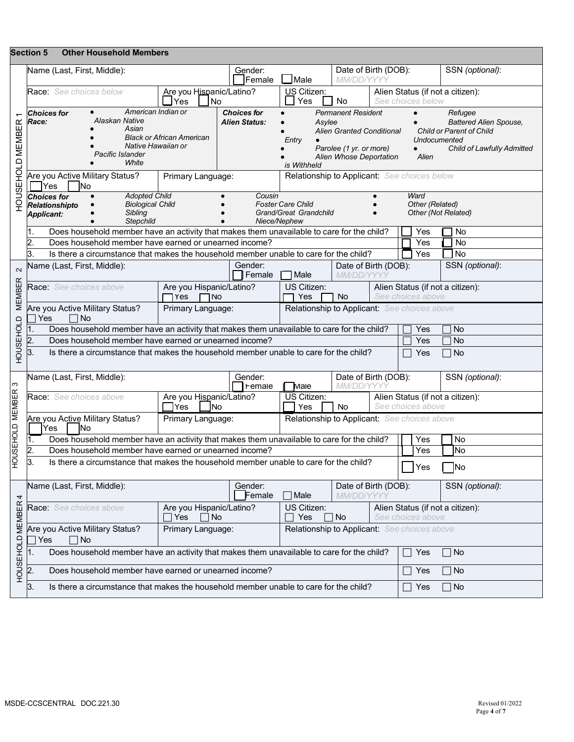## Section 5 Other Household Members

### HOUSEHOLD MEMBER 1

| Name (Last, First, Middle): | Gender: ☐ Female ☐ Male | Date of Birth (DOB): *MM/DD/YYYY* | SSN *(optional)*: |
|---|---|---|---|
| Race: *See choices below* | Are you Hispanic/Latino? ☐ Yes ☐ No | US Citizen: ☐ Yes ☐ No | Alien Status (if not a citizen): *See choices below* |

***Choices for Race:***
- *American Indian or Alaskan Native*
- *Asian*
- *Black or African American*
- *Native Hawaiian or Pacific Islander*
- *White*

***Choices for Alien Status:***
- *Permanent Resident*
- *Asylee*
- *Alien Granted Conditional Entry*
- *Parolee (1 yr. or more)*
- *Alien Whose Deportation is Withheld*
- *Refugee*
- *Battered Alien Spouse, Child or Parent of Child Undocumented*
- *Child of Lawfully Admitted Alien*

| Are you Active Military Status? ☐ Yes ☐ No | Primary Language: | Relationship to Applicant: *See choices below* |
|---|---|---|

***Choices for Relationshipto Applicant:***
- *Adopted Child*
- *Biological Child*
- *Sibling*
- *Stepchild*
- *Cousin*
- *Foster Care Child*
- *Grand/Great Grandchild*
- *Niece/Nephew*
- *Ward*
- *Other (Related)*
- *Other (Not Related)*

| | | |
|---|---|---|
| 1. Does household member have an activity that makes them unavailable to care for the child? | ☐ Yes | ☐ No |
| 2. Does household member have earned or unearned income? | ☐ Yes | ☐ No |
| 3. Is there a circumstance that makes the household member unable to care for the child? | ☐ Yes | ☐ No |

### HOUSEHOLD MEMBER 2

| Name (Last, First, Middle): | Gender: ☐ Female ☐ Male | Date of Birth (DOB): *MM/DD/YYYY* | SSN *(optional)*: |
|---|---|---|---|
| Race: *See choices above* | Are you Hispanic/Latino? ☐ Yes ☐ No | US Citizen: ☐ Yes ☐ No | Alien Status (if not a citizen): *See choices above* |
| Are you Active Military Status? ☐ Yes ☐ No | Primary Language: | Relationship to Applicant: *See choices above* | |

| | | |
|---|---|---|
| 1. Does household member have an activity that makes them unavailable to care for the child? | ☐ Yes | ☐ No |
| 2. Does household member have earned or unearned income? | ☐ Yes | ☐ No |
| 3. Is there a circumstance that makes the household member unable to care for the child? | ☐ Yes | ☐ No |

### HOUSEHOLD MEMBER 3

| Name (Last, First, Middle): | Gender: ☐ Female ☐ Male | Date of Birth (DOB): *MM/DD/YYYY* | SSN *(optional)*: |
|---|---|---|---|
| Race: *See choices above* | Are you Hispanic/Latino? ☐ Yes ☐ No | US Citizen: ☐ Yes ☐ No | Alien Status (if not a citizen): *See choices above* |
| Are you Active Military Status? ☐ Yes ☐ No | Primary Language: | Relationship to Applicant: *See choices above* | |

| | | |
|---|---|---|
| 1. Does household member have an activity that makes them unavailable to care for the child? | ☐ Yes | ☐ No |
| 2. Does household member have earned or unearned income? | ☐ Yes | ☐ No |
| 3. Is there a circumstance that makes the household member unable to care for the child? | ☐ Yes | ☐ No |

### HOUSEHOLD MEMBER 4

| Name (Last, First, Middle): | Gender: ☐ Female ☐ Male | Date of Birth (DOB): *MM/DD/YYYY* | SSN *(optional)*: |
|---|---|---|---|
| Race: *See choices above* | Are you Hispanic/Latino? ☐ Yes ☐ No | US Citizen: ☐ Yes ☐ No | Alien Status (if not a citizen): *See choices above* |
| Are you Active Military Status? ☐ Yes ☐ No | Primary Language: | Relationship to Applicant: *See choices above* | |

| | | |
|---|---|---|
| 1. Does household member have an activity that makes them unavailable to care for the child? | ☐ Yes | ☐ No |
| 2. Does household member have earned or unearned income? | ☐ Yes | ☐ No |
| 3. Is there a circumstance that makes the household member unable to care for the child? | ☐ Yes | ☐ No |

MSDE-CCSCENTRAL DOC.221.30 Revised 01/2022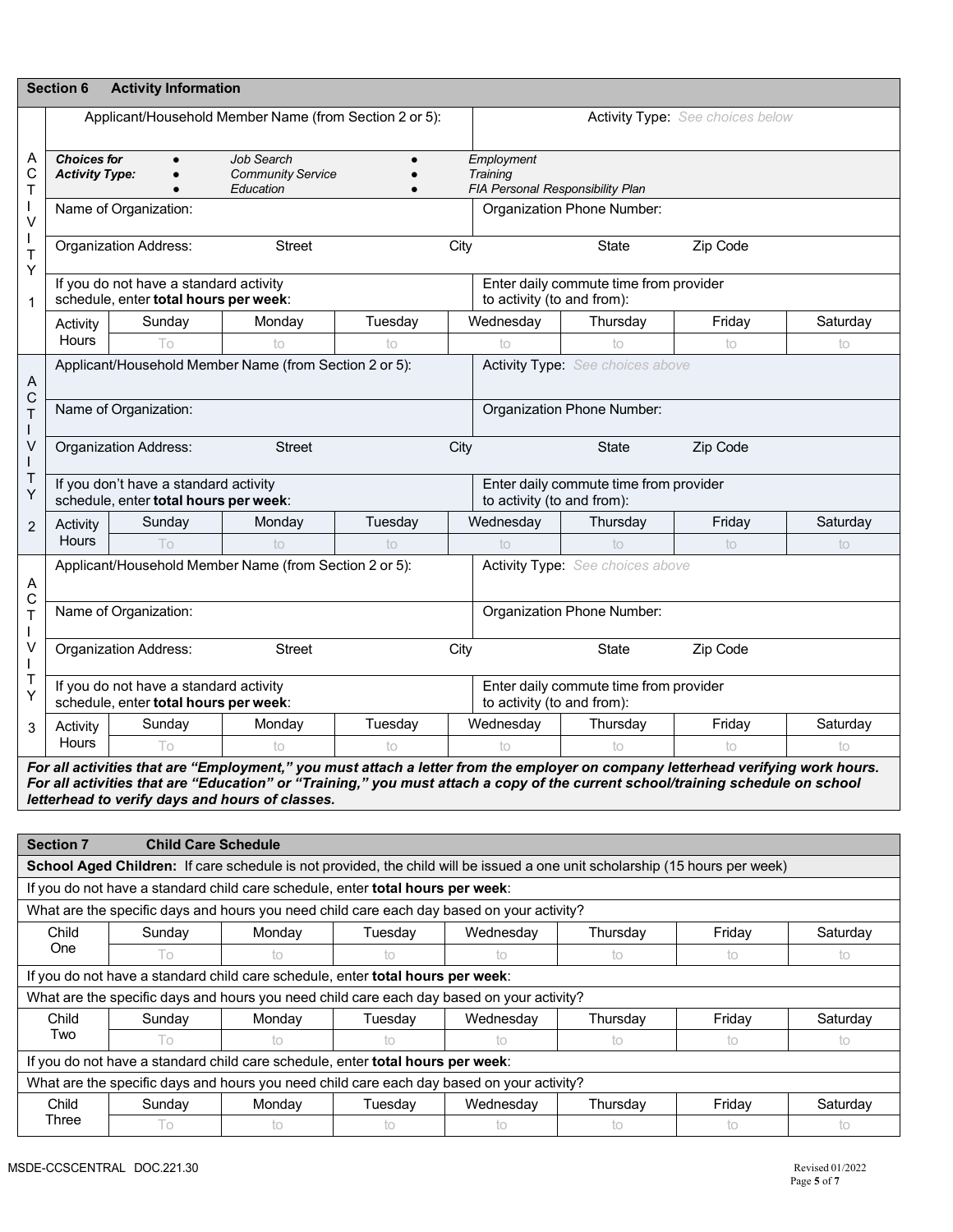## Section 6 Activity Information

### ACTIVITY 1

| Applicant/Household Member Name (from Section 2 or 5): | Activity Type: *See choices below* |
|---|---|

***Choices for Activity Type:***
- *Job Search*
- *Community Service*
- *Education*
- *Employment*
- *Training*
- *FIA Personal Responsibility Plan*

| Name of Organization: | Organization Phone Number: |
|---|---|
| Organization Address: Street City | State Zip Code |
| If you do not have a standard activity schedule, enter **total hours per week**: | Enter daily commute time from provider to activity (to and from): |

| Activity Hours | Sunday | Monday | Tuesday | Wednesday | Thursday | Friday | Saturday |
|---|---|---|---|---|---|---|---|
| | To | to | to | to | to | to | to |

### ACTIVITY 2

| Applicant/Household Member Name (from Section 2 or 5): | Activity Type: *See choices above* |
|---|---|
| Name of Organization: | Organization Phone Number: |
| Organization Address: Street City | State Zip Code |
| If you don't have a standard activity schedule, enter **total hours per week**: | Enter daily commute time from provider to activity (to and from): |

| Activity Hours | Sunday | Monday | Tuesday | Wednesday | Thursday | Friday | Saturday |
|---|---|---|---|---|---|---|---|
| | To | to | to | to | to | to | to |

### ACTIVITY 3

| Applicant/Household Member Name (from Section 2 or 5): | Activity Type: *See choices above* |
|---|---|
| Name of Organization: | Organization Phone Number: |
| Organization Address: Street City | State Zip Code |
| If you do not have a standard activity schedule, enter **total hours per week**: | Enter daily commute time from provider to activity (to and from): |

| Activity Hours | Sunday | Monday | Tuesday | Wednesday | Thursday | Friday | Saturday |
|---|---|---|---|---|---|---|---|
| | To | to | to | to | to | to | to |

***For all activities that are "Employment," you must attach a letter from the employer on company letterhead verifying work hours. For all activities that are "Education" or "Training," you must attach a copy of the current school/training schedule on school letterhead to verify days and hours of classes.***

## Section 7 Child Care Schedule

**School Aged Children:** If care schedule is not provided, the child will be issued a one unit scholarship (15 hours per week)

If you do not have a standard child care schedule, enter **total hours per week**:

What are the specific days and hours you need child care each day based on your activity?

| Child One | Sunday | Monday | Tuesday | Wednesday | Thursday | Friday | Saturday |
|---|---|---|---|---|---|---|---|
| | To | to | to | to | to | to | to |

If you do not have a standard child care schedule, enter **total hours per week**:

What are the specific days and hours you need child care each day based on your activity?

| Child Two | Sunday | Monday | Tuesday | Wednesday | Thursday | Friday | Saturday |
|---|---|---|---|---|---|---|---|
| | To | to | to | to | to | to | to |

If you do not have a standard child care schedule, enter **total hours per week**:

What are the specific days and hours you need child care each day based on your activity?

| Child Three | Sunday | Monday | Tuesday | Wednesday | Thursday | Friday | Saturday |
|---|---|---|---|---|---|---|---|
| | To | to | to | to | to | to | to |

MSDE-CCSCENTRAL DOC.221.30 Revised 01/2022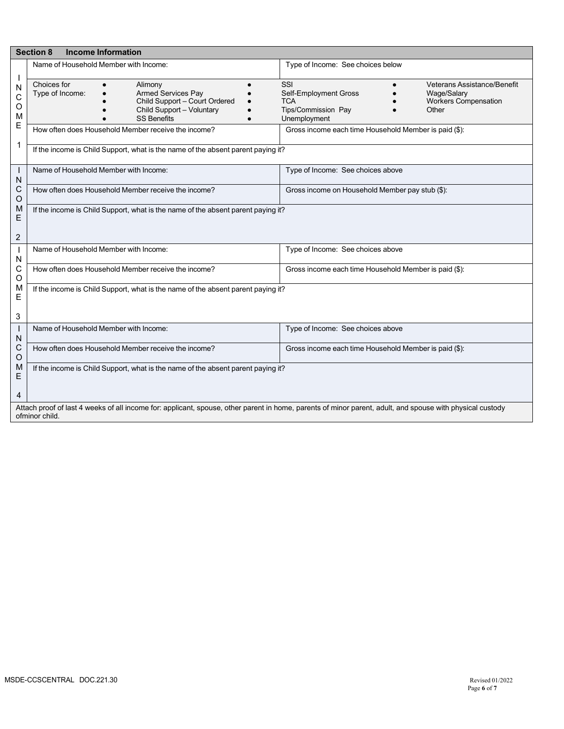## Section 8 Income Information

**INCOME 1**

| Name of Household Member with Income: | Type of Income: See choices below |
|---|---|

Choices for Type of Income:

- Alimony
- Armed Services Pay
- Child Support – Court Ordered
- Child Support – Voluntary
- SS Benefits
- SSI
- Self-Employment Gross
- TCA
- Tips/Commission Pay
- Unemployment
- Veterans Assistance/Benefit
- Wage/Salary
- Workers Compensation
- Other

| How often does Household Member receive the income? | Gross income each time Household Member is paid ($): |
|---|---|
| If the income is Child Support, what is the name of the absent parent paying it? | |

**INCOME 2**

| Name of Household Member with Income: | Type of Income: See choices above |
|---|---|
| How often does Household Member receive the income? | Gross income on Household Member pay stub ($): |
| If the income is Child Support, what is the name of the absent parent paying it? | |

**INCOME 3**

| Name of Household Member with Income: | Type of Income: See choices above |
|---|---|
| How often does Household Member receive the income? | Gross income each time Household Member is paid ($): |
| If the income is Child Support, what is the name of the absent parent paying it? | |

**INCOME 4**

| Name of Household Member with Income: | Type of Income: See choices above |
|---|---|
| How often does Household Member receive the income? | Gross income each time Household Member is paid ($): |
| If the income is Child Support, what is the name of the absent parent paying it? | |

Attach proof of last 4 weeks of all income for: applicant, spouse, other parent in home, parents of minor parent, adult, and spouse with physical custody ofminor child.

MSDE-CCSCENTRAL DOC.221.30

Revised 01/2022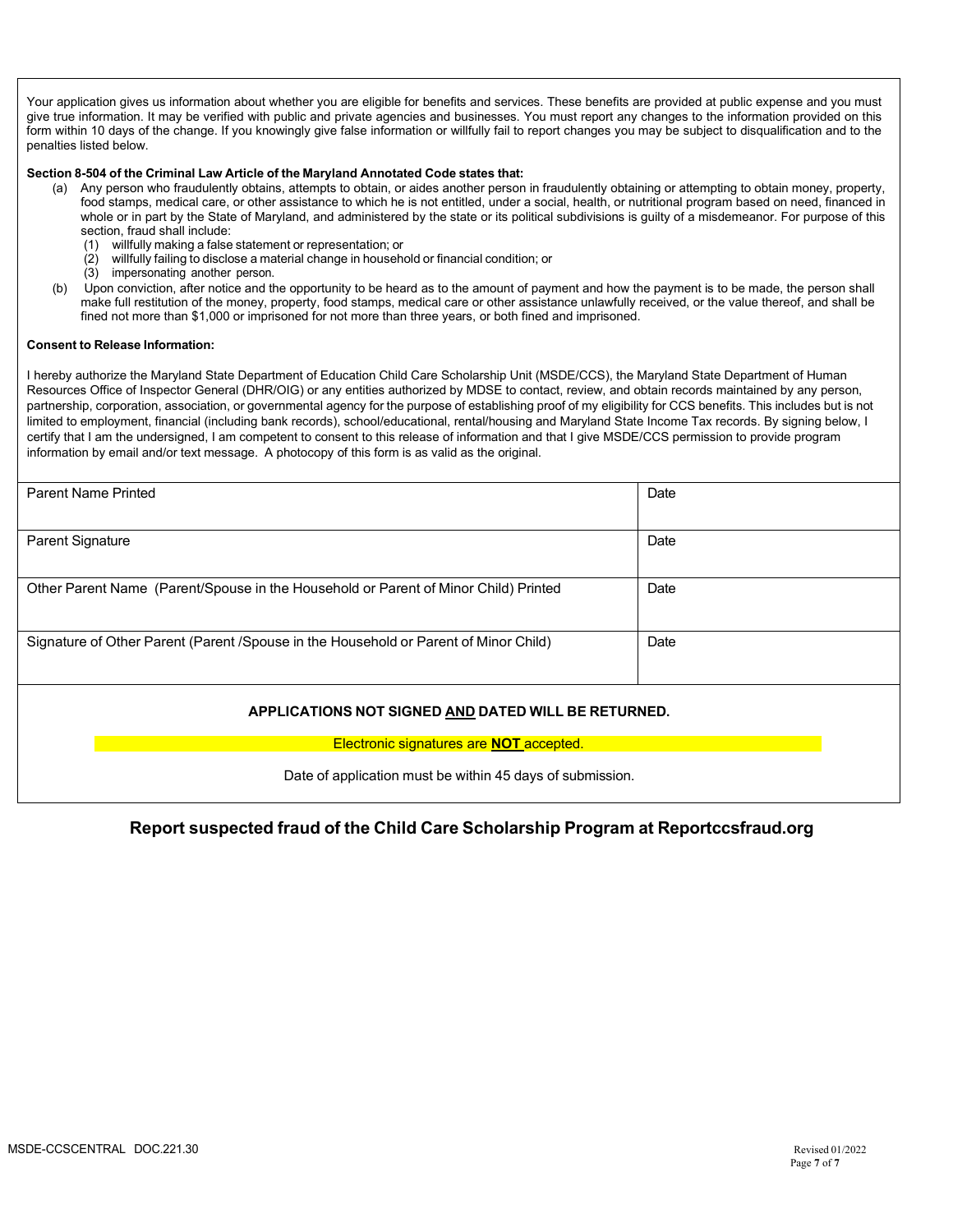Your application gives us information about whether you are eligible for benefits and services. These benefits are provided at public expense and you must give true information. It may be verified with public and private agencies and businesses. You must report any changes to the information provided on this form within 10 days of the change. If you knowingly give false information or willfully fail to report changes you may be subject to disqualification and to the penalties listed below.

**Section 8-504 of the Criminal Law Article of the Maryland Annotated Code states that:**

(a) Any person who fraudulently obtains, attempts to obtain, or aides another person in fraudulently obtaining or attempting to obtain money, property, food stamps, medical care, or other assistance to which he is not entitled, under a social, health, or nutritional program based on need, financed in whole or in part by the State of Maryland, and administered by the state or its political subdivisions is guilty of a misdemeanor. For purpose of this section, fraud shall include:

(1) willfully making a false statement or representation; or
(2) willfully failing to disclose a material change in household or financial condition; or
(3) impersonating another person.

(b) Upon conviction, after notice and the opportunity to be heard as to the amount of payment and how the payment is to be made, the person shall make full restitution of the money, property, food stamps, medical care or other assistance unlawfully received, or the value thereof, and shall be fined not more than $1,000 or imprisoned for not more than three years, or both fined and imprisoned.

**Consent to Release Information:**

I hereby authorize the Maryland State Department of Education Child Care Scholarship Unit (MSDE/CCS), the Maryland State Department of Human Resources Office of Inspector General (DHR/OIG) or any entities authorized by MDSE to contact, review, and obtain records maintained by any person, partnership, corporation, association, or governmental agency for the purpose of establishing proof of my eligibility for CCS benefits. This includes but is not limited to employment, financial (including bank records), school/educational, rental/housing and Maryland State Income Tax records. By signing below, I certify that I am the undersigned, I am competent to consent to this release of information and that I give MSDE/CCS permission to provide program information by email and/or text message. A photocopy of this form is as valid as the original.

| | |
|---|---|
| Parent Name Printed | Date |
| Parent Signature | Date |
| Other Parent Name (Parent/Spouse in the Household or Parent of Minor Child) Printed | Date |
| Signature of Other Parent (Parent /Spouse in the Household or Parent of Minor Child) | Date |

**APPLICATIONS NOT SIGNED AND DATED WILL BE RETURNED.**

Electronic signatures are **NOT** accepted.

Date of application must be within 45 days of submission.

**Report suspected fraud of the Child Care Scholarship Program at Reportccsfraud.org**

MSDE-CCSCENTRAL DOC.221.30

Revised 01/2022